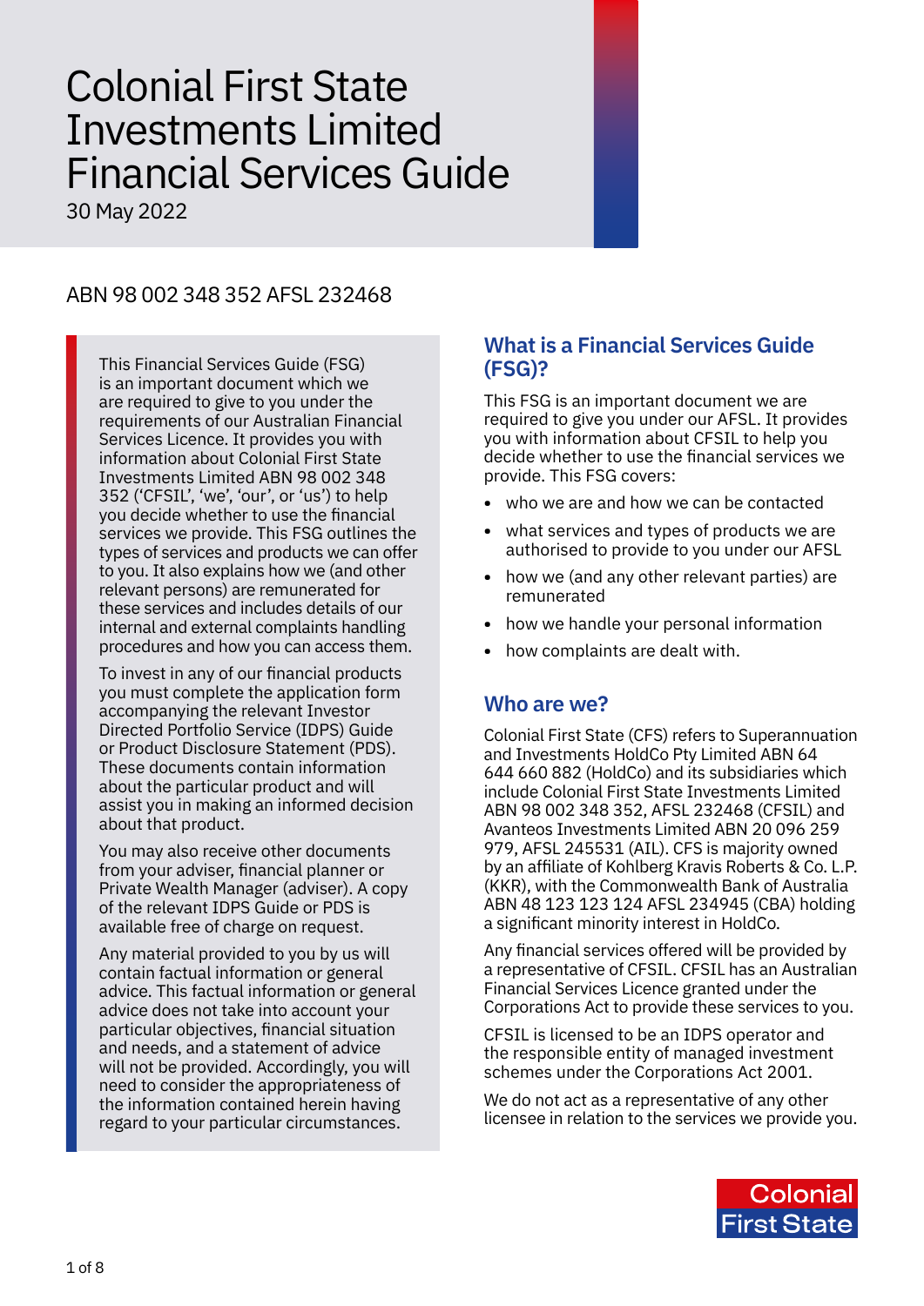# Colonial First State Investments Limited Financial Services Guide

30 May 2022

ABN 98 002 348 352 AFSL 232468

This Financial Services Guide (FSG) is an important document which we are required to give to you under the requirements of our Australian Financial Services Licence. It provides you with information about Colonial First State Investments Limited ABN 98 002 348 352 ('CFSIL', 'we', 'our', or 'us') to help you decide whether to use the financial services we provide. This FSG outlines the types of services and products we can offer to you. It also explains how we (and other relevant persons) are remunerated for these services and includes details of our internal and external complaints handling procedures and how you can access them.

To invest in any of our financial products you must complete the application form accompanying the relevant Investor Directed Portfolio Service (IDPS) Guide or Product Disclosure Statement (PDS). These documents contain information about the particular product and will assist you in making an informed decision about that product.

You may also receive other documents from your adviser, financial planner or Private Wealth Manager (adviser). A copy of the relevant IDPS Guide or PDS is available free of charge on request.

Any material provided to you by us will contain factual information or general advice. This factual information or general advice does not take into account your particular objectives, financial situation and needs, and a statement of advice will not be provided. Accordingly, you will need to consider the appropriateness of the information contained herein having regard to your particular circumstances.

## What is a Financial Services Guide (FSG)?

This FSG is an important document we are required to give you under our AFSL. It provides you with information about CFSIL to help you decide whether to use the financial services we provide. This FSG covers:

- who we are and how we can be contacted
- what services and types of products we are authorised to provide to you under our AFSL
- how we (and any other relevant parties) are remunerated
- how we handle your personal information
- how complaints are dealt with.

## Who are we?

Colonial First State (CFS) refers to Superannuation and Investments HoldCo Pty Limited ABN 64 644 660 882 (HoldCo) and its subsidiaries which include Colonial First State Investments Limited ABN 98 002 348 352, AFSL 232468 (CFSIL) and Avanteos Investments Limited ABN 20 096 259 979, AFSL 245531 (AIL). CFS is majority owned by an affiliate of Kohlberg Kravis Roberts & Co. L.P. (KKR), with the Commonwealth Bank of Australia ABN 48 123 123 124 AFSL 234945 (CBA) holding a significant minority interest in HoldCo.

Any financial services offered will be provided by a representative of CFSIL. CFSIL has an Australian Financial Services Licence granted under the Corporations Act to provide these services to you.

CFSIL is licensed to be an IDPS operator and the responsible entity of managed investment schemes under the Corporations Act 2001.

We do not act as a representative of any other licensee in relation to the services we provide you.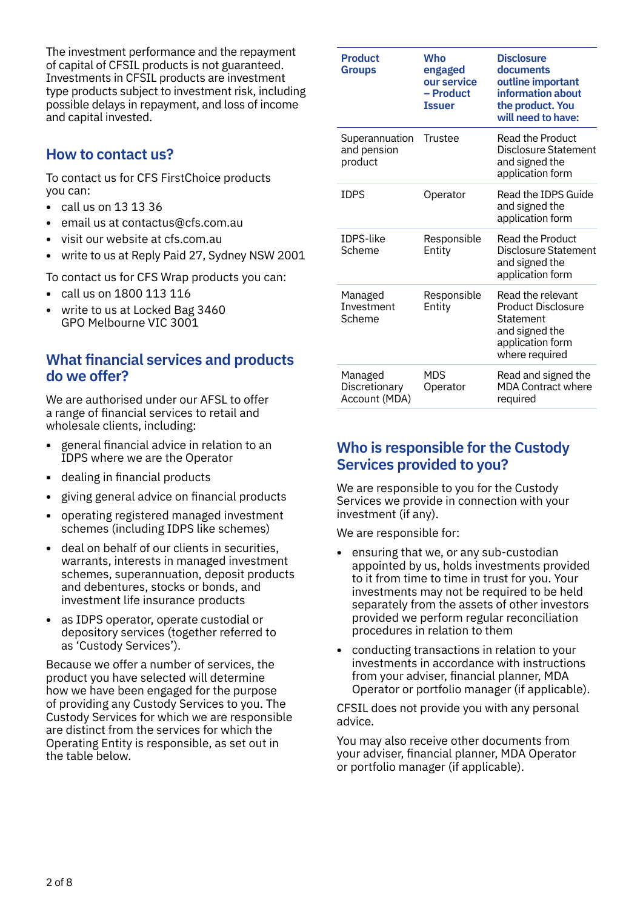The investment performance and the repayment of capital of CFSIL products is not guaranteed. Investments in CFSIL products are investment type products subject to investment risk, including possible delays in repayment, and loss of income and capital invested.

## How to contact us?

To contact us for CFS FirstChoice products you can:

- call us on 13 13 36
- email us at contactus@cfs.com.au
- visit our website at cfs.com.au
- write to us at Reply Paid 27, Sydney NSW 2001

To contact us for CFS Wrap products you can:

- call us on 1800 113 116
- write to us at Locked Bag 3460 GPO Melbourne VIC 3001

## What financial services and products do we offer?

We are authorised under our AFSL to offer a range of financial services to retail and wholesale clients, including:

- general financial advice in relation to an IDPS where we are the Operator
- dealing in financial products
- giving general advice on financial products
- operating registered managed investment schemes (including IDPS like schemes)
- deal on behalf of our clients in securities, warrants, interests in managed investment schemes, superannuation, deposit products and debentures, stocks or bonds, and investment life insurance products
- as IDPS operator, operate custodial or depository services (together referred to as 'Custody Services').

Because we offer a number of services, the product you have selected will determine how we have been engaged for the purpose of providing any Custody Services to you. The Custody Services for which we are responsible are distinct from the services for which the Operating Entity is responsible, as set out in the table below.

| Product Groups | Who engaged our service – Product Issuer | Disclosure documents outline important information about the product. You will need to have: |
|---|---|---|
| Superannuation and pension product | Trustee | Read the Product Disclosure Statement and signed the application form |
| IDPS | Operator | Read the IDPS Guide and signed the application form |
| IDPS-like Scheme | Responsible Entity | Read the Product Disclosure Statement and signed the application form |
| Managed Investment Scheme | Responsible Entity | Read the relevant Product Disclosure Statement and signed the application form where required |
| Managed Discretionary Account (MDA) | MDS Operator | Read and signed the MDA Contract where required |

## Who is responsible for the Custody Services provided to you?

We are responsible to you for the Custody Services we provide in connection with your investment (if any).

We are responsible for:

- ensuring that we, or any sub-custodian appointed by us, holds investments provided to it from time to time in trust for you. Your investments may not be required to be held separately from the assets of other investors provided we perform regular reconciliation procedures in relation to them
- conducting transactions in relation to your investments in accordance with instructions from your adviser, financial planner, MDA Operator or portfolio manager (if applicable).

CFSIL does not provide you with any personal advice.

You may also receive other documents from your adviser, financial planner, MDA Operator or portfolio manager (if applicable).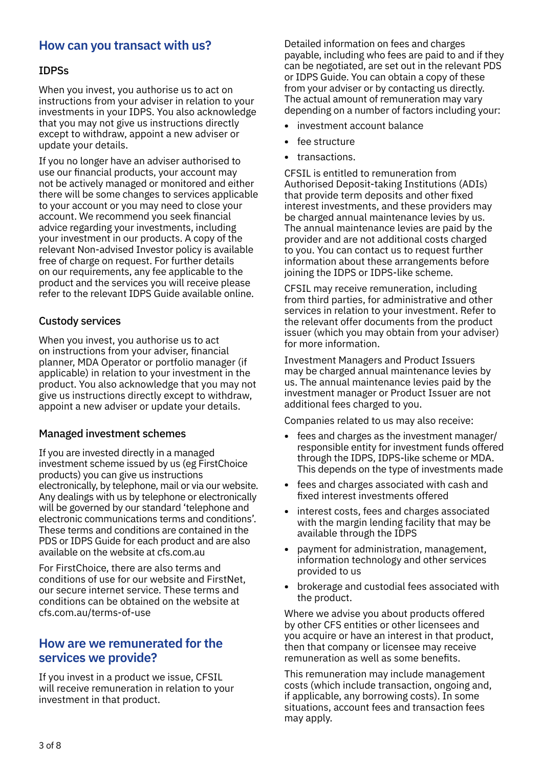## How can you transact with us?

### IDPSs

When you invest, you authorise us to act on instructions from your adviser in relation to your investments in your IDPS. You also acknowledge that you may not give us instructions directly except to withdraw, appoint a new adviser or update your details.

If you no longer have an adviser authorised to use our financial products, your account may not be actively managed or monitored and either there will be some changes to services applicable to your account or you may need to close your account. We recommend you seek financial advice regarding your investments, including your investment in our products. A copy of the relevant Non-advised Investor policy is available free of charge on request. For further details on our requirements, any fee applicable to the product and the services you will receive please refer to the relevant IDPS Guide available online.

### Custody services

When you invest, you authorise us to act on instructions from your adviser, financial planner, MDA Operator or portfolio manager (if applicable) in relation to your investment in the product. You also acknowledge that you may not give us instructions directly except to withdraw, appoint a new adviser or update your details.

### Managed investment schemes

If you are invested directly in a managed investment scheme issued by us (eg FirstChoice products) you can give us instructions electronically, by telephone, mail or via our website. Any dealings with us by telephone or electronically will be governed by our standard 'telephone and electronic communications terms and conditions'. These terms and conditions are contained in the PDS or IDPS Guide for each product and are also available on the website at cfs.com.au

For FirstChoice, there are also terms and conditions of use for our website and FirstNet, our secure internet service. These terms and conditions can be obtained on the website at cfs.com.au/terms-of-use

## How are we remunerated for the services we provide?

If you invest in a product we issue, CFSIL will receive remuneration in relation to your investment in that product.

Detailed information on fees and charges payable, including who fees are paid to and if they can be negotiated, are set out in the relevant PDS or IDPS Guide. You can obtain a copy of these from your adviser or by contacting us directly. The actual amount of remuneration may vary depending on a number of factors including your:

- investment account balance
- fee structure
- transactions.

CFSIL is entitled to remuneration from Authorised Deposit-taking Institutions (ADIs) that provide term deposits and other fixed interest investments, and these providers may be charged annual maintenance levies by us. The annual maintenance levies are paid by the provider and are not additional costs charged to you. You can contact us to request further information about these arrangements before joining the IDPS or IDPS-like scheme.

CFSIL may receive remuneration, including from third parties, for administrative and other services in relation to your investment. Refer to the relevant offer documents from the product issuer (which you may obtain from your adviser) for more information.

Investment Managers and Product Issuers may be charged annual maintenance levies by us. The annual maintenance levies paid by the investment manager or Product Issuer are not additional fees charged to you.

Companies related to us may also receive:

- fees and charges as the investment manager/ responsible entity for investment funds offered through the IDPS, IDPS-like scheme or MDA. This depends on the type of investments made
- fees and charges associated with cash and fixed interest investments offered
- interest costs, fees and charges associated with the margin lending facility that may be available through the IDPS
- payment for administration, management, information technology and other services provided to us
- brokerage and custodial fees associated with the product.

Where we advise you about products offered by other CFS entities or other licensees and you acquire or have an interest in that product, then that company or licensee may receive remuneration as well as some benefits.

This remuneration may include management costs (which include transaction, ongoing and, if applicable, any borrowing costs). In some situations, account fees and transaction fees may apply.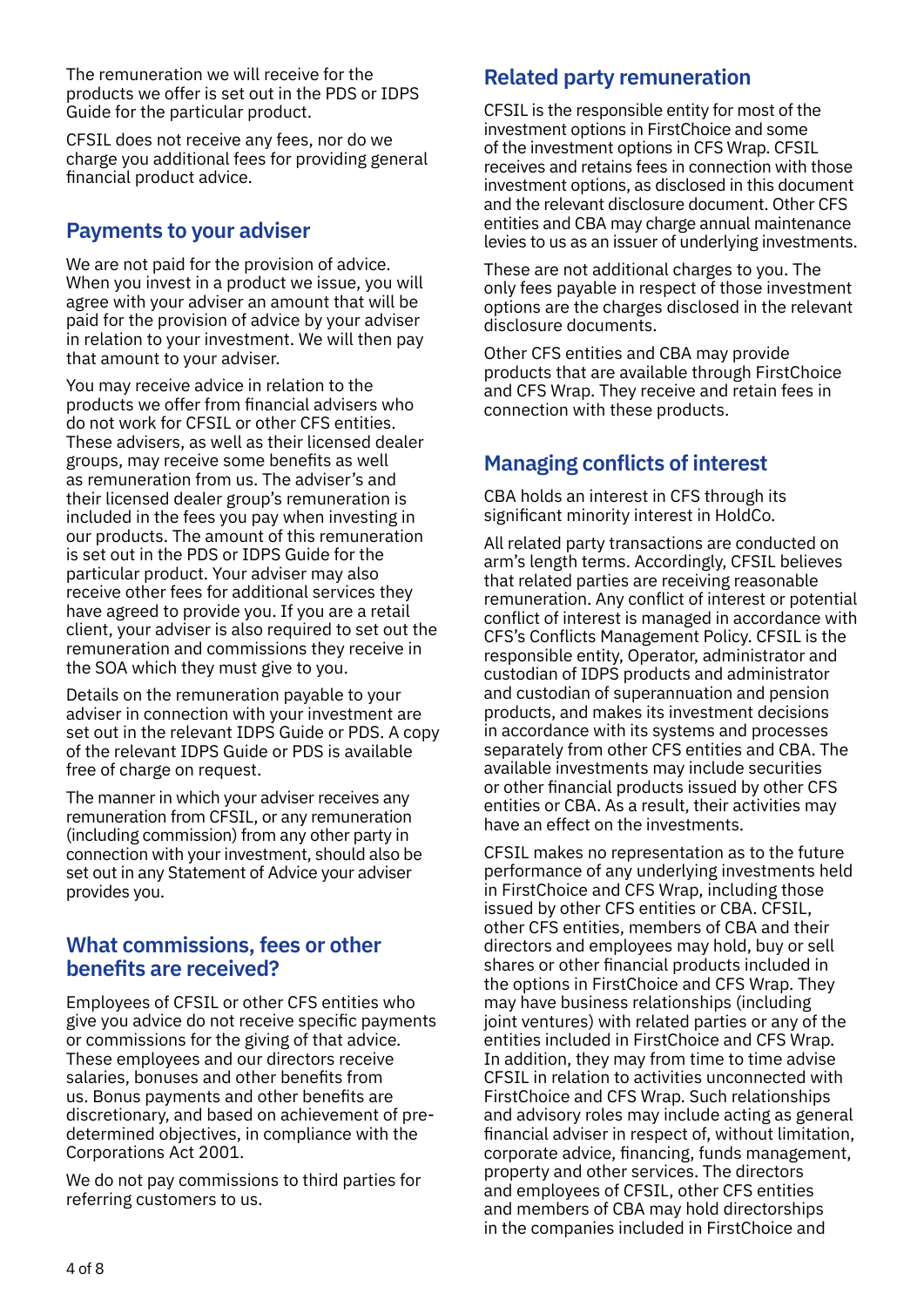The remuneration we will receive for the products we offer is set out in the PDS or IDPS Guide for the particular product.

CFSIL does not receive any fees, nor do we charge you additional fees for providing general financial product advice.

## Payments to your adviser

We are not paid for the provision of advice. When you invest in a product we issue, you will agree with your adviser an amount that will be paid for the provision of advice by your adviser in relation to your investment. We will then pay that amount to your adviser.

You may receive advice in relation to the products we offer from financial advisers who do not work for CFSIL or other CFS entities. These advisers, as well as their licensed dealer groups, may receive some benefits as well as remuneration from us. The adviser's and their licensed dealer group's remuneration is included in the fees you pay when investing in our products. The amount of this remuneration is set out in the PDS or IDPS Guide for the particular product. Your adviser may also receive other fees for additional services they have agreed to provide you. If you are a retail client, your adviser is also required to set out the remuneration and commissions they receive in the SOA which they must give to you.

Details on the remuneration payable to your adviser in connection with your investment are set out in the relevant IDPS Guide or PDS. A copy of the relevant IDPS Guide or PDS is available free of charge on request.

The manner in which your adviser receives any remuneration from CFSIL, or any remuneration (including commission) from any other party in connection with your investment, should also be set out in any Statement of Advice your adviser provides you.

## What commissions, fees or other benefits are received?

Employees of CFSIL or other CFS entities who give you advice do not receive specific payments or commissions for the giving of that advice. These employees and our directors receive salaries, bonuses and other benefits from us. Bonus payments and other benefits are discretionary, and based on achievement of pre-determined objectives, in compliance with the Corporations Act 2001.

We do not pay commissions to third parties for referring customers to us.

## Related party remuneration

CFSIL is the responsible entity for most of the investment options in FirstChoice and some of the investment options in CFS Wrap. CFSIL receives and retains fees in connection with those investment options, as disclosed in this document and the relevant disclosure document. Other CFS entities and CBA may charge annual maintenance levies to us as an issuer of underlying investments.

These are not additional charges to you. The only fees payable in respect of those investment options are the charges disclosed in the relevant disclosure documents.

Other CFS entities and CBA may provide products that are available through FirstChoice and CFS Wrap. They receive and retain fees in connection with these products.

## Managing conflicts of interest

CBA holds an interest in CFS through its significant minority interest in HoldCo.

All related party transactions are conducted on arm's length terms. Accordingly, CFSIL believes that related parties are receiving reasonable remuneration. Any conflict of interest or potential conflict of interest is managed in accordance with CFS's Conflicts Management Policy. CFSIL is the responsible entity, Operator, administrator and custodian of IDPS products and administrator and custodian of superannuation and pension products, and makes its investment decisions in accordance with its systems and processes separately from other CFS entities and CBA. The available investments may include securities or other financial products issued by other CFS entities or CBA. As a result, their activities may have an effect on the investments.

CFSIL makes no representation as to the future performance of any underlying investments held in FirstChoice and CFS Wrap, including those issued by other CFS entities or CBA. CFSIL, other CFS entities, members of CBA and their directors and employees may hold, buy or sell shares or other financial products included in the options in FirstChoice and CFS Wrap. They may have business relationships (including joint ventures) with related parties or any of the entities included in FirstChoice and CFS Wrap. In addition, they may from time to time advise CFSIL in relation to activities unconnected with FirstChoice and CFS Wrap. Such relationships and advisory roles may include acting as general financial adviser in respect of, without limitation, corporate advice, financing, funds management, property and other services. The directors and employees of CFSIL, other CFS entities and members of CBA may hold directorships in the companies included in FirstChoice and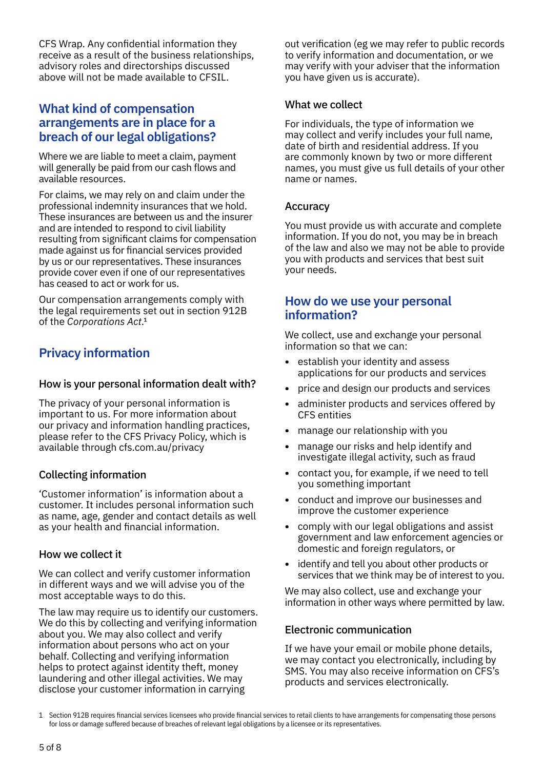CFS Wrap. Any confidential information they receive as a result of the business relationships, advisory roles and directorships discussed above will not be made available to CFSIL.

## What kind of compensation arrangements are in place for a breach of our legal obligations?

Where we are liable to meet a claim, payment will generally be paid from our cash flows and available resources.

For claims, we may rely on and claim under the professional indemnity insurances that we hold. These insurances are between us and the insurer and are intended to respond to civil liability resulting from significant claims for compensation made against us for financial services provided by us or our representatives. These insurances provide cover even if one of our representatives has ceased to act or work for us.

Our compensation arrangements comply with the legal requirements set out in section 912B of the *Corporations Act*.[1]

## Privacy information

### How is your personal information dealt with?

The privacy of your personal information is important to us. For more information about our privacy and information handling practices, please refer to the CFS Privacy Policy, which is available through cfs.com.au/privacy

### Collecting information

'Customer information' is information about a customer. It includes personal information such as name, age, gender and contact details as well as your health and financial information.

### How we collect it

We can collect and verify customer information in different ways and we will advise you of the most acceptable ways to do this.

The law may require us to identify our customers. We do this by collecting and verifying information about you. We may also collect and verify information about persons who act on your behalf. Collecting and verifying information helps to protect against identity theft, money laundering and other illegal activities. We may disclose your customer information in carrying out verification (eg we may refer to public records to verify information and documentation, or we may verify with your adviser that the information you have given us is accurate).

### What we collect

For individuals, the type of information we may collect and verify includes your full name, date of birth and residential address. If you are commonly known by two or more different names, you must give us full details of your other name or names.

### Accuracy

You must provide us with accurate and complete information. If you do not, you may be in breach of the law and also we may not be able to provide you with products and services that best suit your needs.

## How do we use your personal information?

We collect, use and exchange your personal information so that we can:

- establish your identity and assess applications for our products and services
- price and design our products and services
- administer products and services offered by CFS entities
- manage our relationship with you
- manage our risks and help identify and investigate illegal activity, such as fraud
- contact you, for example, if we need to tell you something important
- conduct and improve our businesses and improve the customer experience
- comply with our legal obligations and assist government and law enforcement agencies or domestic and foreign regulators, or
- identify and tell you about other products or services that we think may be of interest to you.

We may also collect, use and exchange your information in other ways where permitted by law.

### Electronic communication

If we have your email or mobile phone details, we may contact you electronically, including by SMS. You may also receive information on CFS's products and services electronically.

[1] Section 912B requires financial services licensees who provide financial services to retail clients to have arrangements for compensating those persons for loss or damage suffered because of breaches of relevant legal obligations by a licensee or its representatives.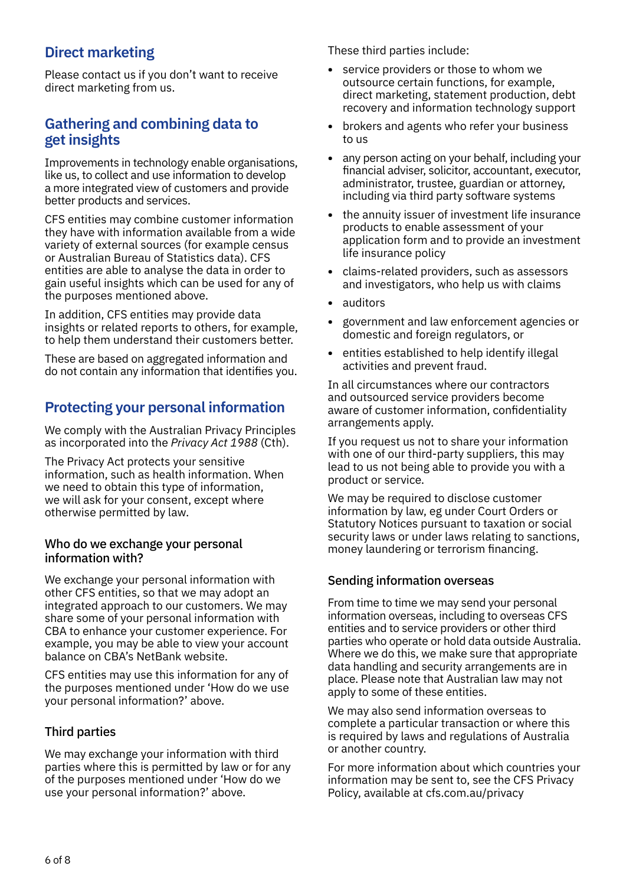## Direct marketing

Please contact us if you don't want to receive direct marketing from us.

## Gathering and combining data to get insights

Improvements in technology enable organisations, like us, to collect and use information to develop a more integrated view of customers and provide better products and services.

CFS entities may combine customer information they have with information available from a wide variety of external sources (for example census or Australian Bureau of Statistics data). CFS entities are able to analyse the data in order to gain useful insights which can be used for any of the purposes mentioned above.

In addition, CFS entities may provide data insights or related reports to others, for example, to help them understand their customers better.

These are based on aggregated information and do not contain any information that identifies you.

## Protecting your personal information

We comply with the Australian Privacy Principles as incorporated into the *Privacy Act 1988* (Cth).

The Privacy Act protects your sensitive information, such as health information. When we need to obtain this type of information, we will ask for your consent, except where otherwise permitted by law.

### Who do we exchange your personal information with?

We exchange your personal information with other CFS entities, so that we may adopt an integrated approach to our customers. We may share some of your personal information with CBA to enhance your customer experience. For example, you may be able to view your account balance on CBA's NetBank website.

CFS entities may use this information for any of the purposes mentioned under 'How do we use your personal information?' above.

### Third parties

We may exchange your information with third parties where this is permitted by law or for any of the purposes mentioned under 'How do we use your personal information?' above.

These third parties include:

- service providers or those to whom we outsource certain functions, for example, direct marketing, statement production, debt recovery and information technology support
- brokers and agents who refer your business to us
- any person acting on your behalf, including your financial adviser, solicitor, accountant, executor, administrator, trustee, guardian or attorney, including via third party software systems
- the annuity issuer of investment life insurance products to enable assessment of your application form and to provide an investment life insurance policy
- claims-related providers, such as assessors and investigators, who help us with claims
- auditors
- government and law enforcement agencies or domestic and foreign regulators, or
- entities established to help identify illegal activities and prevent fraud.

In all circumstances where our contractors and outsourced service providers become aware of customer information, confidentiality arrangements apply.

If you request us not to share your information with one of our third-party suppliers, this may lead to us not being able to provide you with a product or service.

We may be required to disclose customer information by law, eg under Court Orders or Statutory Notices pursuant to taxation or social security laws or under laws relating to sanctions, money laundering or terrorism financing.

### Sending information overseas

From time to time we may send your personal information overseas, including to overseas CFS entities and to service providers or other third parties who operate or hold data outside Australia. Where we do this, we make sure that appropriate data handling and security arrangements are in place. Please note that Australian law may not apply to some of these entities.

We may also send information overseas to complete a particular transaction or where this is required by laws and regulations of Australia or another country.

For more information about which countries your information may be sent to, see the CFS Privacy Policy, available at cfs.com.au/privacy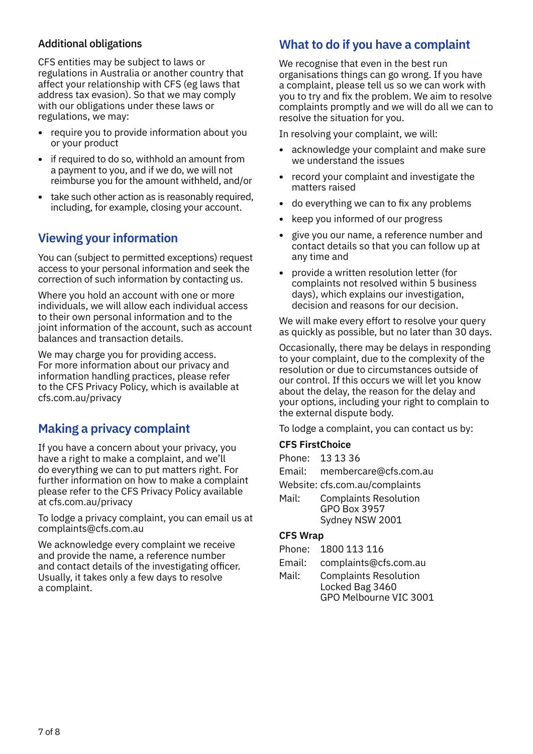### Additional obligations

CFS entities may be subject to laws or regulations in Australia or another country that affect your relationship with CFS (eg laws that address tax evasion). So that we may comply with our obligations under these laws or regulations, we may:

- require you to provide information about you or your product
- if required to do so, withhold an amount from a payment to you, and if we do, we will not reimburse you for the amount withheld, and/or
- take such other action as is reasonably required, including, for example, closing your account.

## Viewing your information

You can (subject to permitted exceptions) request access to your personal information and seek the correction of such information by contacting us.

Where you hold an account with one or more individuals, we will allow each individual access to their own personal information and to the joint information of the account, such as account balances and transaction details.

We may charge you for providing access. For more information about our privacy and information handling practices, please refer to the CFS Privacy Policy, which is available at cfs.com.au/privacy

## Making a privacy complaint

If you have a concern about your privacy, you have a right to make a complaint, and we'll do everything we can to put matters right. For further information on how to make a complaint please refer to the CFS Privacy Policy available at cfs.com.au/privacy

To lodge a privacy complaint, you can email us at complaints@cfs.com.au

We acknowledge every complaint we receive and provide the name, a reference number and contact details of the investigating officer. Usually, it takes only a few days to resolve a complaint.

## What to do if you have a complaint

We recognise that even in the best run organisations things can go wrong. If you have a complaint, please tell us so we can work with you to try and fix the problem. We aim to resolve complaints promptly and we will do all we can to resolve the situation for you.

In resolving your complaint, we will:

- acknowledge your complaint and make sure we understand the issues
- record your complaint and investigate the matters raised
- do everything we can to fix any problems
- keep you informed of our progress
- give you our name, a reference number and contact details so that you can follow up at any time and
- provide a written resolution letter (for complaints not resolved within 5 business days), which explains our investigation, decision and reasons for our decision.

We will make every effort to resolve your query as quickly as possible, but no later than 30 days.

Occasionally, there may be delays in responding to your complaint, due to the complexity of the resolution or due to circumstances outside of our control. If this occurs we will let you know about the delay, the reason for the delay and your options, including your right to complain to the external dispute body.

To lodge a complaint, you can contact us by:

**CFS FirstChoice**

Phone: 13 13 36
Email: membercare@cfs.com.au
Website: cfs.com.au/complaints
Mail: Complaints Resolution
GPO Box 3957
Sydney NSW 2001

**CFS Wrap**

Phone: 1800 113 116
Email: complaints@cfs.com.au
Mail: Complaints Resolution
Locked Bag 3460
GPO Melbourne VIC 3001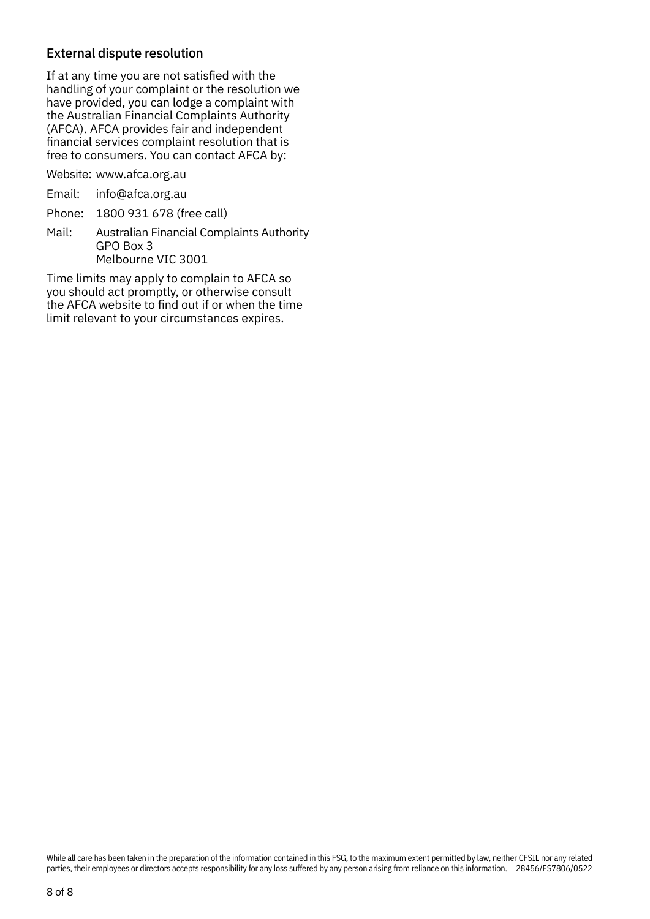## External dispute resolution

If at any time you are not satisfied with the handling of your complaint or the resolution we have provided, you can lodge a complaint with the Australian Financial Complaints Authority (AFCA). AFCA provides fair and independent financial services complaint resolution that is free to consumers. You can contact AFCA by:

Website: www.afca.org.au

Email: info@afca.org.au

Phone: 1800 931 678 (free call)

Mail: Australian Financial Complaints Authority
GPO Box 3
Melbourne VIC 3001

Time limits may apply to complain to AFCA so you should act promptly, or otherwise consult the AFCA website to find out if or when the time limit relevant to your circumstances expires.

While all care has been taken in the preparation of the information contained in this FSG, to the maximum extent permitted by law, neither CFSIL nor any related parties, their employees or directors accepts responsibility for any loss suffered by any person arising from reliance on this information. 28456/FS7806/0522